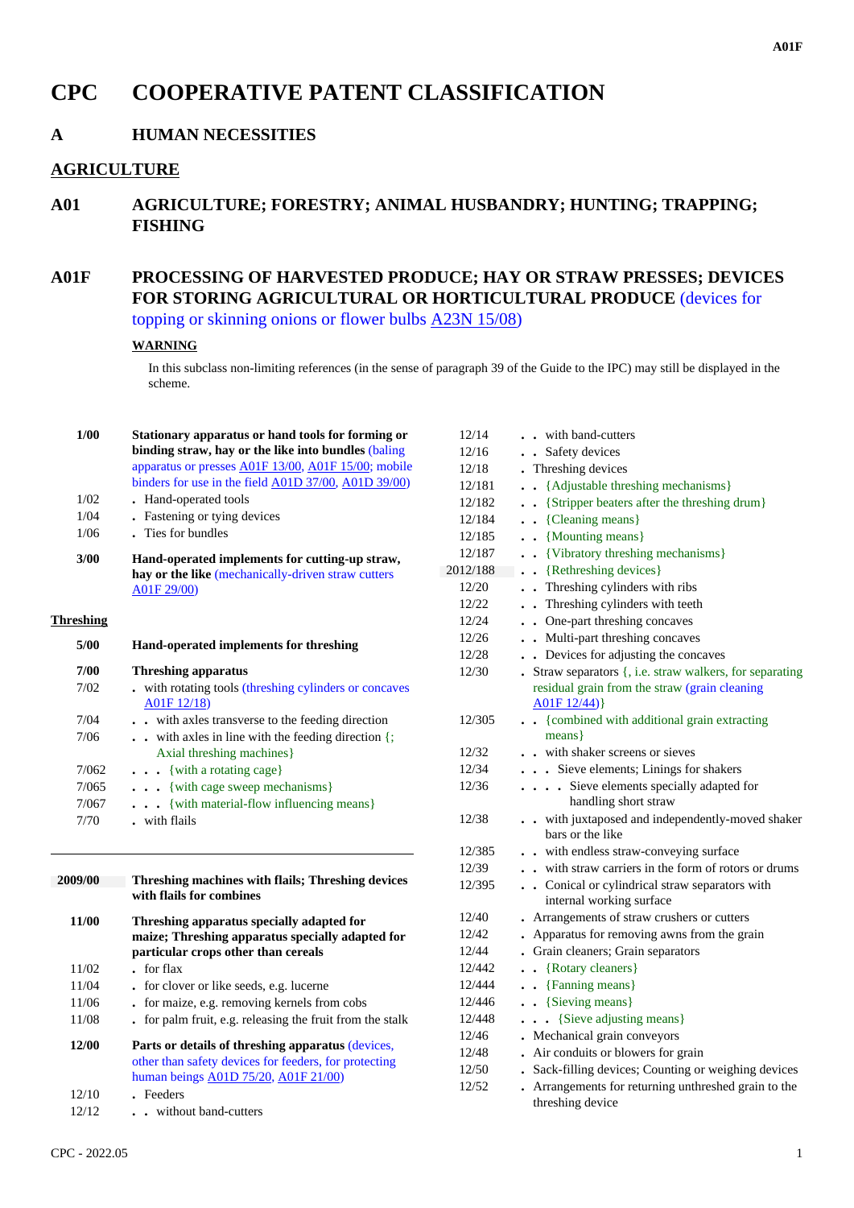# CPC COOPERATIVE PATENT CLASSIFICATION

## A HUMAN NECESSITIES

## AGRICULTURE

## A01 AGRICULTURE; FORESTRY; ANIMAL HUSBANDRY; HUNTING; TRAPPING; FISHING

## A01F PROCESSING OF HARVESTED PRODUCE; HAY OR STRAW PRESSES; DEVICES FOR STORING AGRICULTURAL OR HORTICULTURAL PRODUCE (devices for topping or skinning onions or flower bulbs A23N 15/08)

**WARNING**

In this subclass non-limiting references (in the sense of paragraph 39 of the Guide to the IPC) may still be displayed in the scheme.

| | |
|---|---|
| **1/00** | **Stationary apparatus or hand tools for forming or binding straw, hay or the like into bundles** (baling apparatus or presses A01F 13/00, A01F 15/00; mobile binders for use in the field A01D 37/00, A01D 39/00) |
| 1/02 | . Hand-operated tools |
| 1/04 | . Fastening or tying devices |
| 1/06 | . Ties for bundles |
| **3/00** | **Hand-operated implements for cutting-up straw, hay or the like** (mechanically-driven straw cutters A01F 29/00) |

**Threshing**

| | |
|---|---|
| **5/00** | **Hand-operated implements for threshing** |
| **7/00** | **Threshing apparatus** |
| 7/02 | . with rotating tools (threshing cylinders or concaves A01F 12/18) |
| 7/04 | . . with axles transverse to the feeding direction |
| 7/06 | . . with axles in line with the feeding direction {; Axial threshing machines} |
| 7/062 | . . . {with a rotating cage} |
| 7/065 | . . . {with cage sweep mechanisms} |
| 7/067 | . . . {with material-flow influencing means} |
| 7/70 | . with flails |
| **2009/00** | **Threshing machines with flails; Threshing devices with flails for combines** |
| **11/00** | **Threshing apparatus specially adapted for maize; Threshing apparatus specially adapted for particular crops other than cereals** |
| 11/02 | . for flax |
| 11/04 | . for clover or like seeds, e.g. lucerne |
| 11/06 | . for maize, e.g. removing kernels from cobs |
| 11/08 | . for palm fruit, e.g. releasing the fruit from the stalk |
| **12/00** | **Parts or details of threshing apparatus** (devices, other than safety devices for feeders, for protecting human beings A01D 75/20, A01F 21/00) |
| 12/10 | . Feeders |
| 12/12 | . . without band-cutters |
| 12/14 | . . with band-cutters |
| 12/16 | . . Safety devices |
| 12/18 | . Threshing devices |
| 12/181 | . . {Adjustable threshing mechanisms} |
| 12/182 | . . {Stripper beaters after the threshing drum} |
| 12/184 | . . {Cleaning means} |
| 12/185 | . . {Mounting means} |
| 12/187 | . . {Vibratory threshing mechanisms} |
| 2012/188 | . . {Rethreshing devices} |
| 12/20 | . . Threshing cylinders with ribs |
| 12/22 | . . Threshing cylinders with teeth |
| 12/24 | . . One-part threshing concaves |
| 12/26 | . . Multi-part threshing concaves |
| 12/28 | . . Devices for adjusting the concaves |
| 12/30 | . Straw separators {, i.e. straw walkers, for separating residual grain from the straw (grain cleaning A01F 12/44)} |
| 12/305 | . . {combined with additional grain extracting means} |
| 12/32 | . . with shaker screens or sieves |
| 12/34 | . . . Sieve elements; Linings for shakers |
| 12/36 | . . . . Sieve elements specially adapted for handling short straw |
| 12/38 | . . with juxtaposed and independently-moved shaker bars or the like |
| 12/385 | . . with endless straw-conveying surface |
| 12/39 | . . with straw carriers in the form of rotors or drums |
| 12/395 | . . Conical or cylindrical straw separators with internal working surface |
| 12/40 | . Arrangements of straw crushers or cutters |
| 12/42 | . Apparatus for removing awns from the grain |
| 12/44 | . Grain cleaners; Grain separators |
| 12/442 | . . {Rotary cleaners} |
| 12/444 | . . {Fanning means} |
| 12/446 | . . {Sieving means} |
| 12/448 | . . . {Sieve adjusting means} |
| 12/46 | . Mechanical grain conveyors |
| 12/48 | . Air conduits or blowers for grain |
| 12/50 | . Sack-filling devices; Counting or weighing devices |
| 12/52 | . Arrangements for returning unthreshed grain to the threshing device |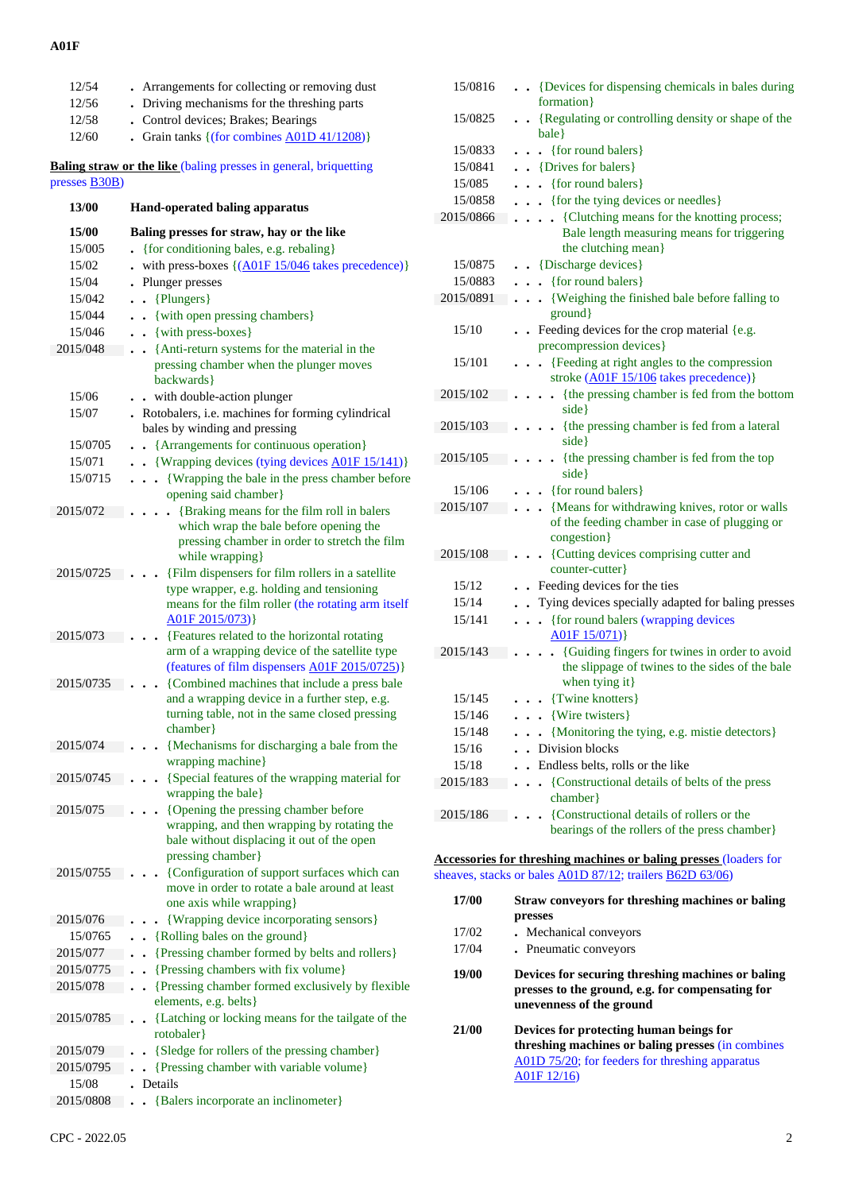| | |
|---|---|
| 12/54 | . Arrangements for collecting or removing dust |
| 12/56 | . Driving mechanisms for the threshing parts |
| 12/58 | . Control devices; Brakes; Bearings |
| 12/60 | . Grain tanks {(for combines A01D 41/1208)} |

**Baling straw or the like** (baling presses in general, briquetting presses B30B)

| | |
|---|---|
| **13/00** | **Hand-operated baling apparatus** |
| **15/00** | **Baling presses for straw, hay or the like** |
| 15/005 | . {for conditioning bales, e.g. rebaling} |
| 15/02 | . with press-boxes {(A01F 15/046 takes precedence)} |
| 15/04 | . Plunger presses |
| 15/042 | . . {Plungers} |
| 15/044 | . . {with open pressing chambers} |
| 15/046 | . . {with press-boxes} |
| 2015/048 | . . {Anti-return systems for the material in the pressing chamber when the plunger moves backwards} |
| 15/06 | . . with double-action plunger |
| 15/07 | . Rotobalers, i.e. machines for forming cylindrical bales by winding and pressing |
| 15/0705 | . . {Arrangements for continuous operation} |
| 15/071 | . . {Wrapping devices (tying devices A01F 15/141)} |
| 15/0715 | . . . {Wrapping the bale in the press chamber before opening said chamber} |
| 2015/072 | . . . . {Braking means for the film roll in balers which wrap the bale before opening the pressing chamber in order to stretch the film while wrapping} |
| 2015/0725 | . . . {Film dispensers for film rollers in a satellite type wrapper, e.g. holding and tensioning means for the film roller (the rotating arm itself A01F 2015/073)} |
| 2015/073 | . . . {Features related to the horizontal rotating arm of a wrapping device of the satellite type (features of film dispensers A01F 2015/0725)} |
| 2015/0735 | . . . {Combined machines that include a press bale and a wrapping device in a further step, e.g. turning table, not in the same closed pressing chamber} |
| 2015/074 | . . . {Mechanisms for discharging a bale from the wrapping machine} |
| 2015/0745 | . . . {Special features of the wrapping material for wrapping the bale} |
| 2015/075 | . . . {Opening the pressing chamber before wrapping, and then wrapping by rotating the bale without displacing it out of the open pressing chamber} |
| 2015/0755 | . . . {Configuration of support surfaces which can move in order to rotate a bale around at least one axis while wrapping} |
| 2015/076 | . . . {Wrapping device incorporating sensors} |
| 15/0765 | . . {Rolling bales on the ground} |
| 2015/077 | . . {Pressing chamber formed by belts and rollers} |
| 2015/0775 | . . {Pressing chambers with fix volume} |
| 2015/078 | . . {Pressing chamber formed exclusively by flexible elements, e.g. belts} |
| 2015/0785 | . . {Latching or locking means for the tailgate of the rotobaler} |
| 2015/079 | . . {Sledge for rollers of the pressing chamber} |
| 2015/0795 | . . {Pressing chamber with variable volume} |
| 15/08 | . Details |
| 2015/0808 | . . {Balers incorporate an inclinometer} |
| 15/0816 | . . {Devices for dispensing chemicals in bales during formation} |
| 15/0825 | . . {Regulating or controlling density or shape of the bale} |
| 15/0833 | . . . {for round balers} |
| 15/0841 | . . {Drives for balers} |
| 15/085 | . . . {for round balers} |
| 15/0858 | . . . {for the tying devices or needles} |
| 2015/0866 | . . . . {Clutching means for the knotting process; Bale length measuring means for triggering the clutching mean} |
| 15/0875 | . . {Discharge devices} |
| 15/0883 | . . . {for round balers} |
| 2015/0891 | . . . {Weighing the finished bale before falling to ground} |
| 15/10 | . . Feeding devices for the crop material {e.g. precompression devices} |
| 15/101 | . . . {Feeding at right angles to the compression stroke (A01F 15/106 takes precedence)} |
| 2015/102 | . . . . {the pressing chamber is fed from the bottom side} |
| 2015/103 | . . . . {the pressing chamber is fed from a lateral side} |
| 2015/105 | . . . . {the pressing chamber is fed from the top side} |
| 15/106 | . . . {for round balers} |
| 2015/107 | . . . {Means for withdrawing knives, rotor or walls of the feeding chamber in case of plugging or congestion} |
| 2015/108 | . . . {Cutting devices comprising cutter and counter-cutter} |
| 15/12 | . . Feeding devices for the ties |
| 15/14 | . . Tying devices specially adapted for baling presses |
| 15/141 | . . . {for round balers (wrapping devices A01F 15/071)} |
| 2015/143 | . . . . {Guiding fingers for twines in order to avoid the slippage of twines to the sides of the bale when tying it} |
| 15/145 | . . . {Twine knotters} |
| 15/146 | . . . {Wire twisters} |
| 15/148 | . . . {Monitoring the tying, e.g. mistie detectors} |
| 15/16 | . . Division blocks |
| 15/18 | . . Endless belts, rolls or the like |
| 2015/183 | . . . {Constructional details of belts of the press chamber} |
| 2015/186 | . . . {Constructional details of rollers or the bearings of the rollers of the press chamber} |

**Accessories for threshing machines or baling presses** (loaders for sheaves, stacks or bales A01D 87/12; trailers B62D 63/06)

| | |
|---|---|
| **17/00** | **Straw conveyors for threshing machines or baling presses** |
| 17/02 | . Mechanical conveyors |
| 17/04 | . Pneumatic conveyors |
| **19/00** | **Devices for securing threshing machines or baling presses to the ground, e.g. for compensating for unevenness of the ground** |
| **21/00** | **Devices for protecting human beings for threshing machines or baling presses** (in combines A01D 75/20; for feeders for threshing apparatus A01F 12/16) |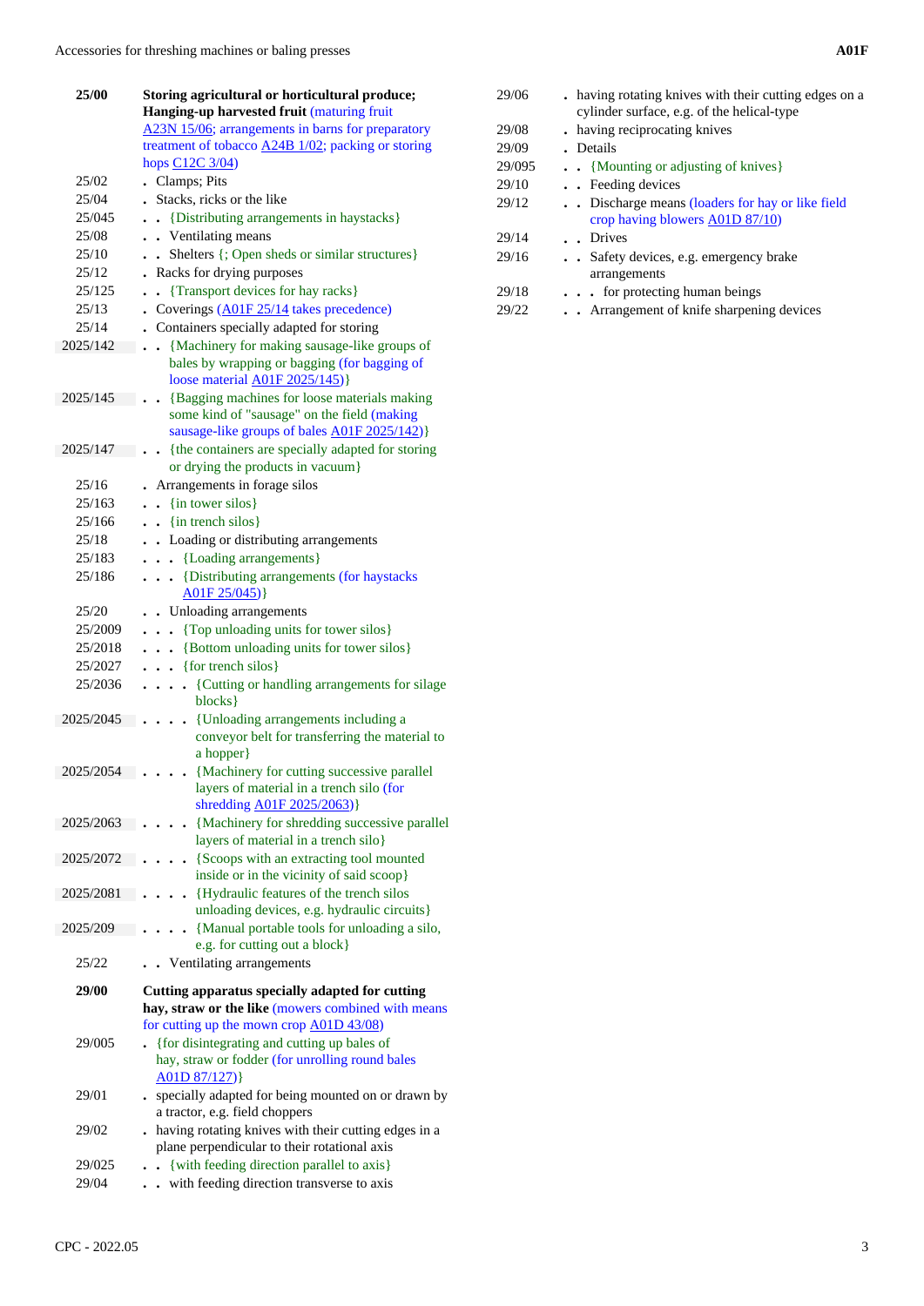| | |
|---|---|
| **25/00** | **Storing agricultural or horticultural produce; Hanging-up harvested fruit** (maturing fruit A23N 15/06; arrangements in barns for preparatory treatment of tobacco A24B 1/02; packing or storing hops C12C 3/04) |
| 25/02 | . Clamps; Pits |
| 25/04 | . Stacks, ricks or the like |
| 25/045 | . . {Distributing arrangements in haystacks} |
| 25/08 | . . Ventilating means |
| 25/10 | . . Shelters {; Open sheds or similar structures} |
| 25/12 | . Racks for drying purposes |
| 25/125 | . . {Transport devices for hay racks} |
| 25/13 | . Coverings (A01F 25/14 takes precedence) |
| 25/14 | . Containers specially adapted for storing |
| 2025/142 | . . {Machinery for making sausage-like groups of bales by wrapping or bagging (for bagging of loose material A01F 2025/145)} |
| 2025/145 | . . {Bagging machines for loose materials making some kind of "sausage" on the field (making sausage-like groups of bales A01F 2025/142)} |
| 2025/147 | . . {the containers are specially adapted for storing or drying the products in vacuum} |
| 25/16 | . Arrangements in forage silos |
| 25/163 | . . {in tower silos} |
| 25/166 | . . {in trench silos} |
| 25/18 | . . Loading or distributing arrangements |
| 25/183 | . . . {Loading arrangements} |
| 25/186 | . . . {Distributing arrangements (for haystacks A01F 25/045)} |
| 25/20 | . . Unloading arrangements |
| 25/2009 | . . . {Top unloading units for tower silos} |
| 25/2018 | . . . {Bottom unloading units for tower silos} |
| 25/2027 | . . . {for trench silos} |
| 25/2036 | . . . . {Cutting or handling arrangements for silage blocks} |
| 2025/2045 | . . . . {Unloading arrangements including a conveyor belt for transferring the material to a hopper} |
| 2025/2054 | . . . . {Machinery for cutting successive parallel layers of material in a trench silo (for shredding A01F 2025/2063)} |
| 2025/2063 | . . . . {Machinery for shredding successive parallel layers of material in a trench silo} |
| 2025/2072 | . . . . {Scoops with an extracting tool mounted inside or in the vicinity of said scoop} |
| 2025/2081 | . . . . {Hydraulic features of the trench silos unloading devices, e.g. hydraulic circuits} |
| 2025/209 | . . . . {Manual portable tools for unloading a silo, e.g. for cutting out a block} |
| 25/22 | . . Ventilating arrangements |
| **29/00** | **Cutting apparatus specially adapted for cutting hay, straw or the like** (mowers combined with means for cutting up the mown crop A01D 43/08) |
| 29/005 | . {for disintegrating and cutting up bales of hay, straw or fodder (for unrolling round bales A01D 87/127)} |
| 29/01 | . specially adapted for being mounted on or drawn by a tractor, e.g. field choppers |
| 29/02 | . having rotating knives with their cutting edges in a plane perpendicular to their rotational axis |
| 29/025 | . . {with feeding direction parallel to axis} |
| 29/04 | . . with feeding direction transverse to axis |
| 29/06 | . having rotating knives with their cutting edges on a cylinder surface, e.g. of the helical-type |
| 29/08 | . having reciprocating knives |
| 29/09 | . Details |
| 29/095 | . . {Mounting or adjusting of knives} |
| 29/10 | . . Feeding devices |
| 29/12 | . . Discharge means (loaders for hay or like field crop having blowers A01D 87/10) |
| 29/14 | . . Drives |
| 29/16 | . . Safety devices, e.g. emergency brake arrangements |
| 29/18 | . . . for protecting human beings |
| 29/22 | . . Arrangement of knife sharpening devices |